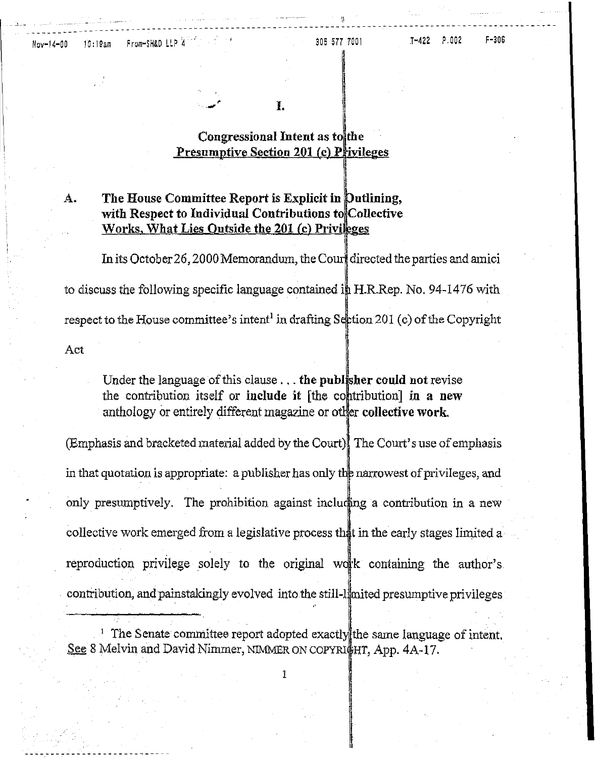# I.

## Congressional Intent as to the Presumptive Section 201 (c) Privileges

### A. The House Committee Report is Explicit in Outlining, with Respect to Individual Contributions to Collective Works, What Lies Outside the 201 (c) Privileges

In its October 26, 2000 Memorandum, the Court directed the parties and amici to discuss the following specific language contained in H.R.Rep. No. 94-1476 with respect to the House committee's intent[1] in drafting Section 201 (c) of the Copyright Act

> Under the language of this clause . . . **the publisher could not** revise the contribution itself or **include it** [the contribution] **in a new** anthology or entirely different magazine or other **collective work.**

(Emphasis and bracketed material added by the Court). The Court's use of emphasis in that quotation is appropriate: a publisher has only the narrowest of privileges, and only presumptively. The prohibition against including a contribution in a new collective work emerged from a legislative process that in the early stages limited a reproduction privilege solely to the original work containing the author's contribution, and painstakingly evolved into the still-limited presumptive privileges

---

[1] The Senate committee report adopted exactly the same language of intent. See 8 Melvin and David Nimmer, NIMMER ON COPYRIGHT, App. 4A-17.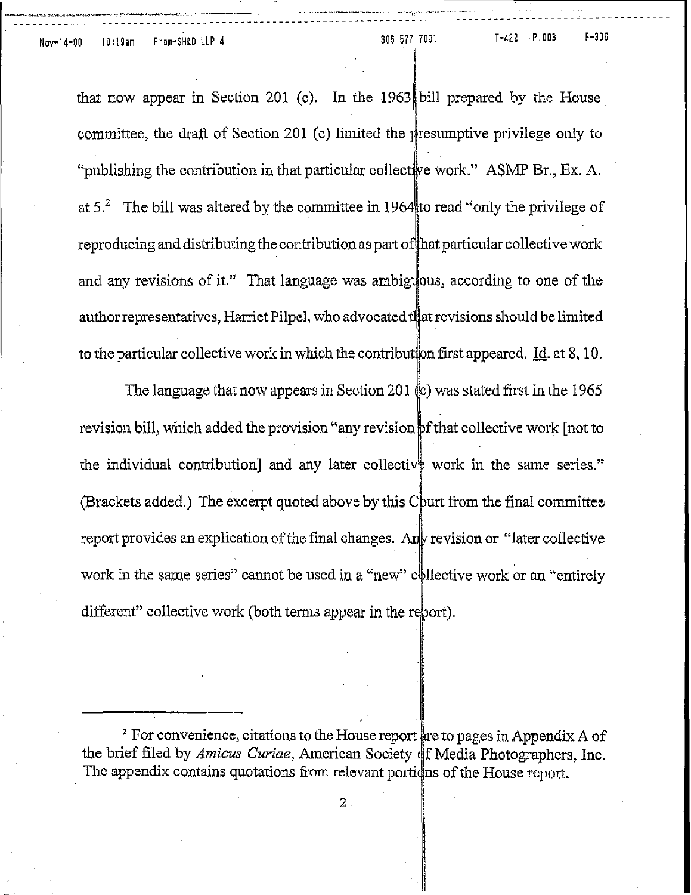that now appear in Section 201 (c). In the 1963 bill prepared by the House committee, the draft of Section 201 (c) limited the presumptive privilege only to "publishing the contribution in that particular collective work." ASMP Br., Ex. A. at 5.[2] The bill was altered by the committee in 1964 to read "only the privilege of reproducing and distributing the contribution as part of that particular collective work and any revisions of it." That language was ambiguous, according to one of the author representatives, Harriet Pilpel, who advocated that revisions should be limited to the particular collective work in which the contribution first appeared. Id. at 8, 10.

The language that now appears in Section 201 (c) was stated first in the 1965 revision bill, which added the provision "any revision of that collective work [not to the individual contribution] and any later collective work in the same series." (Brackets added.) The excerpt quoted above by this Court from the final committee report provides an explication of the final changes. Any revision or "later collective work in the same series" cannot be used in a "new" collective work or an "entirely different" collective work (both terms appear in the report).

---

[2] For convenience, citations to the House report are to pages in Appendix A of the brief filed by *Amicus Curiae*, American Society of Media Photographers, Inc. The appendix contains quotations from relevant portions of the House report.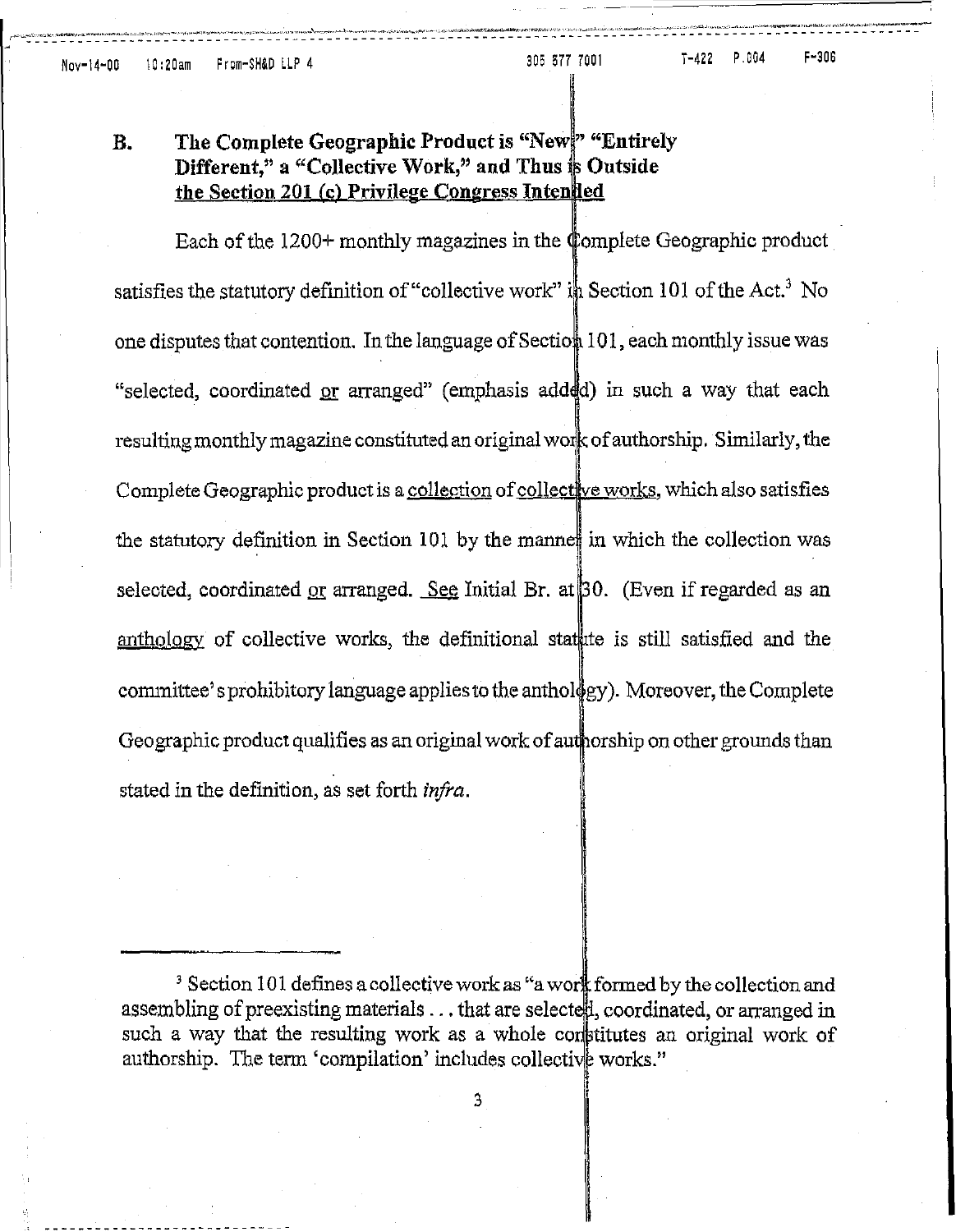### B. The Complete Geographic Product is "New," "Entirely Different," a "Collective Work," and Thus is Outside the Section 201 (c) Privilege Congress Intended

Each of the 1200+ monthly magazines in the Complete Geographic product satisfies the statutory definition of "collective work" in Section 101 of the Act.[3] No one disputes that contention. In the language of Section 101, each monthly issue was "selected, coordinated <u>or</u> arranged" (emphasis added) in such a way that each resulting monthly magazine constituted an original work of authorship. Similarly, the Complete Geographic product is a <u>collection</u> of <u>collective works</u>, which also satisfies the statutory definition in Section 101 by the manner in which the collection was selected, coordinated <u>or</u> arranged. <u>See</u> Initial Br. at 30. (Even if regarded as an <u>anthology</u> of collective works, the definitional statute is still satisfied and the committee's prohibitory language applies to the anthology). Moreover, the Complete Geographic product qualifies as an original work of authorship on other grounds than stated in the definition, as set forth *infra*.

---

[3] Section 101 defines a collective work as "a work formed by the collection and assembling of preexisting materials . . . that are selected, coordinated, or arranged in such a way that the resulting work as a whole constitutes an original work of authorship. The term 'compilation' includes collective works."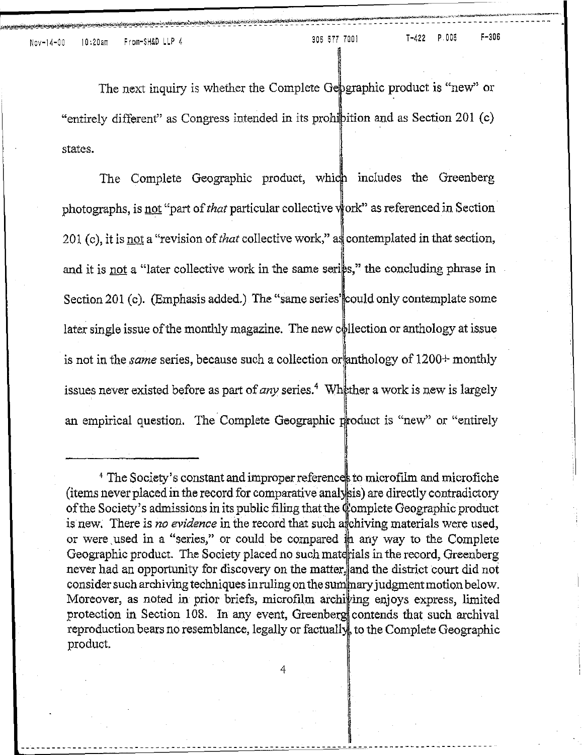The next inquiry is whether the Complete Geographic product is "new" or "entirely different" as Congress intended in its prohibition and as Section 201 (c) states.

The Complete Geographic product, which includes the Greenberg photographs, is not "part of *that* particular collective work" as referenced in Section 201 (c), it is not a "revision of *that* collective work," as contemplated in that section, and it is not a "later collective work in the same series," the concluding phrase in Section 201 (c). (Emphasis added.) The "same series" could only contemplate some later single issue of the monthly magazine. The new collection or anthology at issue is not in the *same* series, because such a collection or anthology of 1200+ monthly issues never existed before as part of *any* series.[4] Whether a work is new is largely an empirical question. The Complete Geographic product is "new" or "entirely

---

[4] The Society's constant and improper references to microfilm and microfiche (items never placed in the record for comparative analysis) are directly contradictory of the Society's admissions in its public filing that the Complete Geographic product is new. There is *no evidence* in the record that such archiving materials were used, or were used in a "series," or could be compared in any way to the Complete Geographic product. The Society placed no such materials in the record, Greenberg never had an opportunity for discovery on the matter, and the district court did not consider such archiving techniques in ruling on the summary judgment motion below. Moreover, as noted in prior briefs, microfilm archiving enjoys express, limited protection in Section 108. In any event, Greenberg contends that such archival reproduction bears no resemblance, legally or factually, to the Complete Geographic product.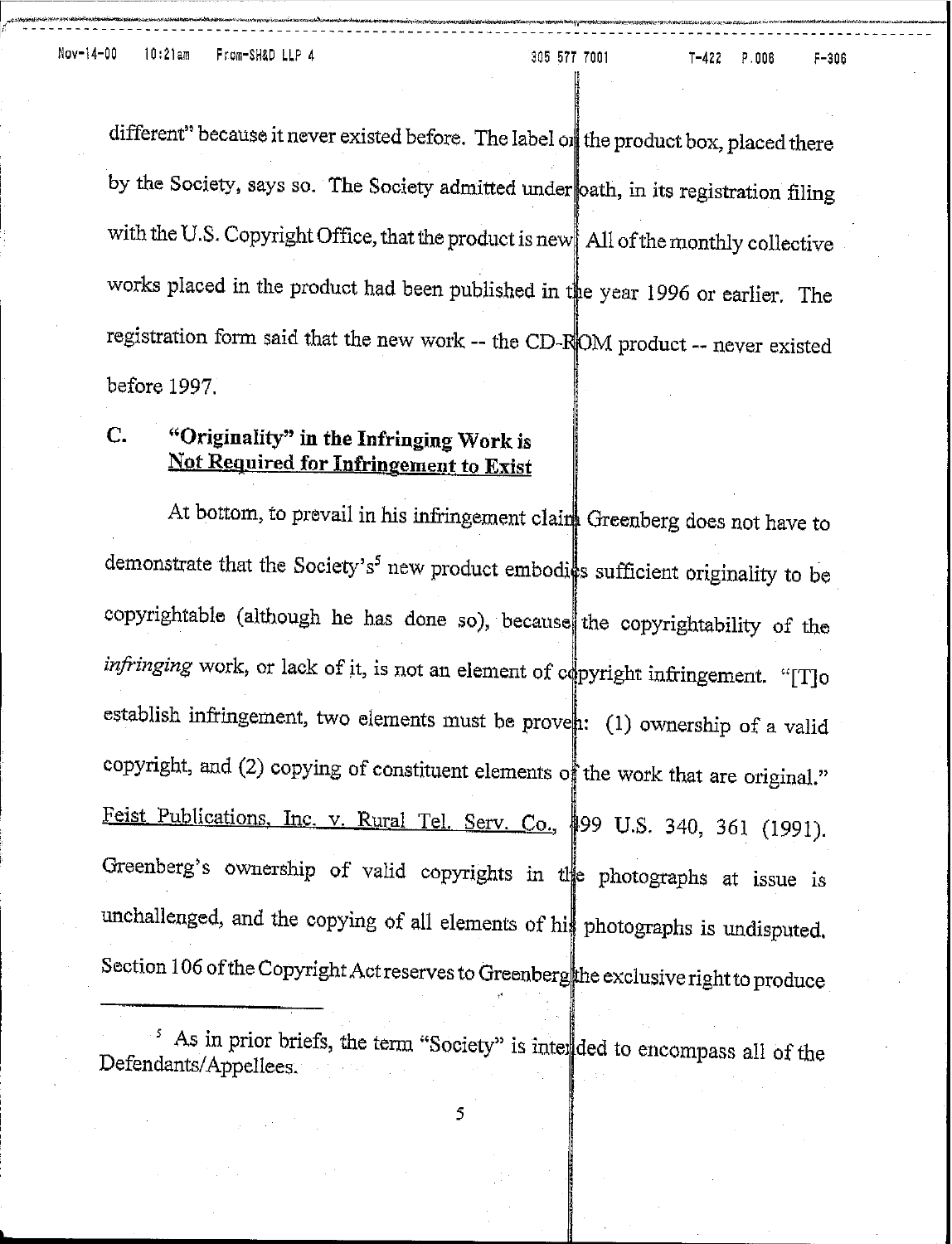different" because it never existed before. The label on the product box, placed there by the Society, says so. The Society admitted under oath, in its registration filing with the U.S. Copyright Office, that the product is new. All of the monthly collective works placed in the product had been published in the year 1996 or earlier. The registration form said that the new work -- the CD-ROM product -- never existed before 1997.

### C. "Originality" in the Infringing Work is <u>Not Required for Infringement to Exist</u>

At bottom, to prevail in his infringement claim Greenberg does not have to demonstrate that the Society's[5] new product embodies sufficient originality to be copyrightable (although he has done so), because the copyrightability of the *infringing* work, or lack of it, is not an element of copyright infringement. "[T]o establish infringement, two elements must be proven: (1) ownership of a valid copyright, and (2) copying of constituent elements of the work that are original." <u>Feist Publications, Inc. v. Rural Tel. Serv. Co.,</u> 499 U.S. 340, 361 (1991). Greenberg's ownership of valid copyrights in the photographs at issue is unchallenged, and the copying of all elements of his photographs is undisputed. Section 106 of the Copyright Act reserves to Greenberg the exclusive right to produce

---

[5] As in prior briefs, the term "Society" is intended to encompass all of the Defendants/Appellees.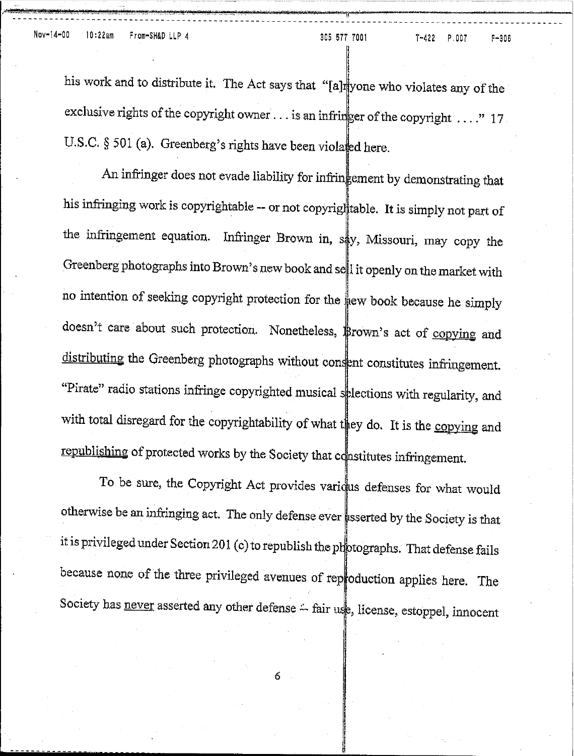his work and to distribute it. The Act says that "[a]nyone who violates any of the exclusive rights of the copyright owner . . . is an infringer of the copyright . . . ." 17 U.S.C. § 501 (a). Greenberg's rights have been violated here.

An infringer does not evade liability for infringement by demonstrating that his infringing work is copyrightable -- or not copyrightable. It is simply not part of the infringement equation. Infringer Brown in, say, Missouri, may copy the Greenberg photographs into Brown's new book and sell it openly on the market with no intention of seeking copyright protection for the new book because he simply doesn't care about such protection. Nonetheless, Brown's act of <u>copying</u> and <u>distributing</u> the Greenberg photographs without consent constitutes infringement. "Pirate" radio stations infringe copyrighted musical selections with regularity, and with total disregard for the copyrightability of what they do. It is the <u>copying</u> and <u>republishing</u> of protected works by the Society that constitutes infringement.

To be sure, the Copyright Act provides various defenses for what would otherwise be an infringing act. The only defense ever asserted by the Society is that it is privileged under Section 201 (c) to republish the photographs. That defense fails because none of the three privileged avenues of reproduction applies here. The Society has <u>never</u> asserted any other defense -- fair use, license, estoppel, innocent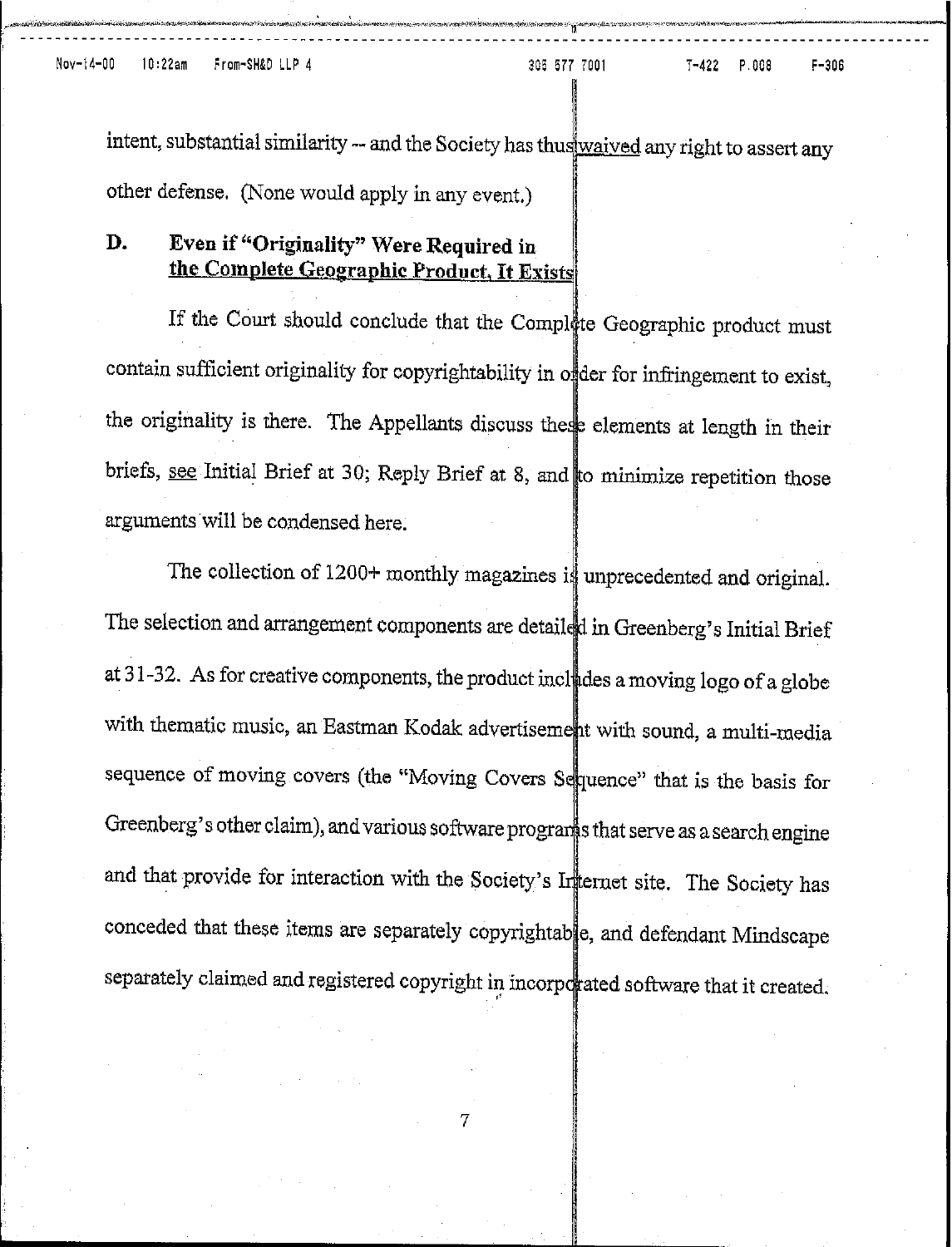intent, substantial similarity -- and the Society has thus waived any right to assert any other defense. (None would apply in any event.)

## D. Even if "Originality" Were Required in the Complete Geographic Product, It Exists

If the Court should conclude that the Complete Geographic product must contain sufficient originality for copyrightability in order for infringement to exist, the originality is there. The Appellants discuss these elements at length in their briefs, see Initial Brief at 30; Reply Brief at 8, and to minimize repetition those arguments will be condensed here.

The collection of 1200+ monthly magazines is unprecedented and original. The selection and arrangement components are detailed in Greenberg's Initial Brief at 31-32. As for creative components, the product includes a moving logo of a globe with thematic music, an Eastman Kodak advertisement with sound, a multi-media sequence of moving covers (the "Moving Covers Sequence" that is the basis for Greenberg's other claim), and various software programs that serve as a search engine and that provide for interaction with the Society's Internet site. The Society has conceded that these items are separately copyrightable, and defendant Mindscape separately claimed and registered copyright in incorporated software that it created.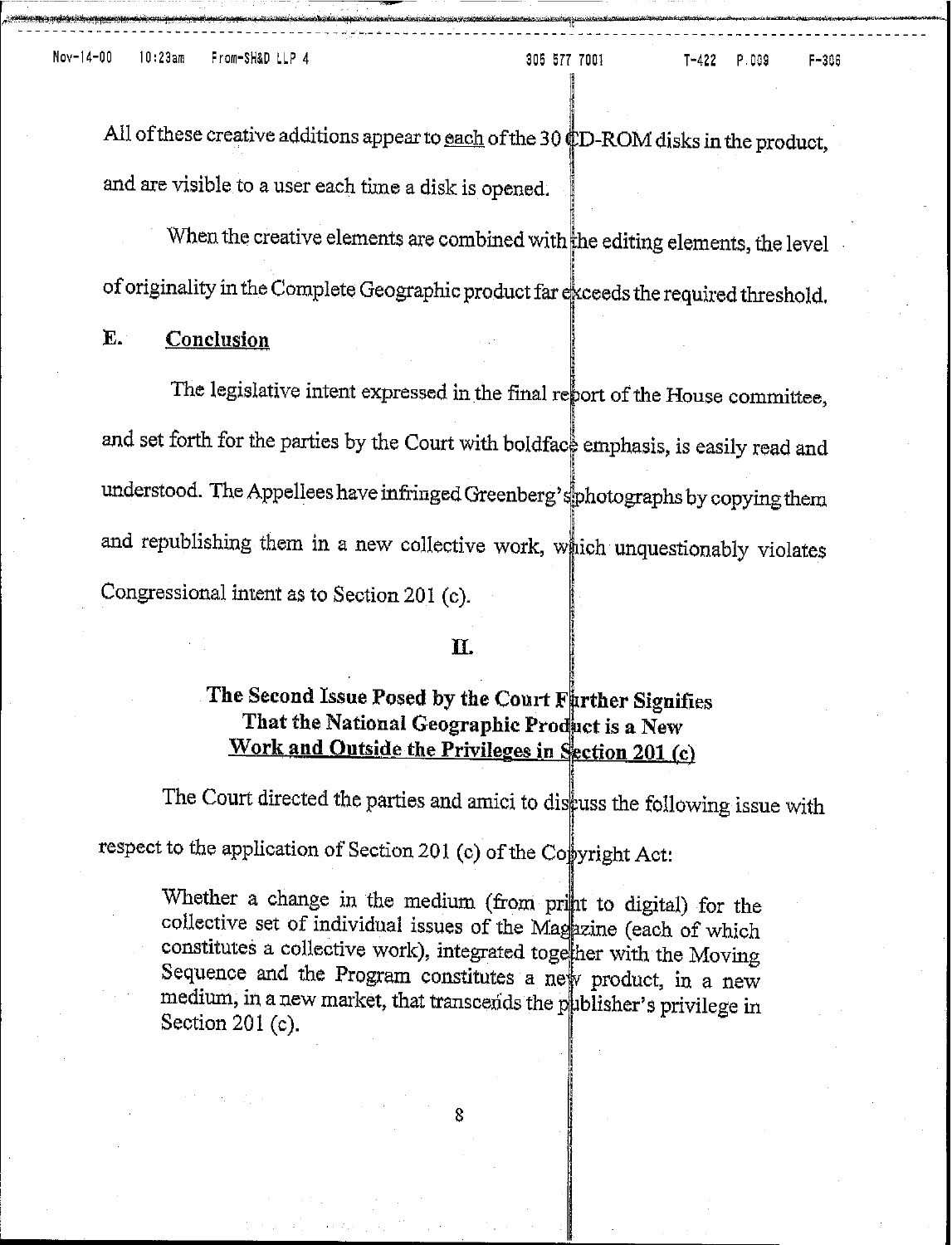All of these creative additions appear to <u>each</u> of the 30 CD-ROM disks in the product, and are visible to a user each time a disk is opened.

When the creative elements are combined with the editing elements, the level of originality in the Complete Geographic product far exceeds the required threshold.

### E. <u>Conclusion</u>

The legislative intent expressed in the final report of the House committee, and set forth for the parties by the Court with boldface emphasis, is easily read and understood. The Appellees have infringed Greenberg's photographs by copying them and republishing them in a new collective work, which unquestionably violates Congressional intent as to Section 201 (c).

## II.

## The Second Issue Posed by the Court Further Signifies That the National Geographic Product is a New <u>Work and Outside the Privileges in Section 201 (c)</u>

The Court directed the parties and amici to discuss the following issue with respect to the application of Section 201 (c) of the Copyright Act:

> Whether a change in the medium (from print to digital) for the collective set of individual issues of the Magazine (each of which constitutes a collective work), integrated together with the Moving Sequence and the Program constitutes a new product, in a new medium, in a new market, that transcends the publisher's privilege in Section 201 (c).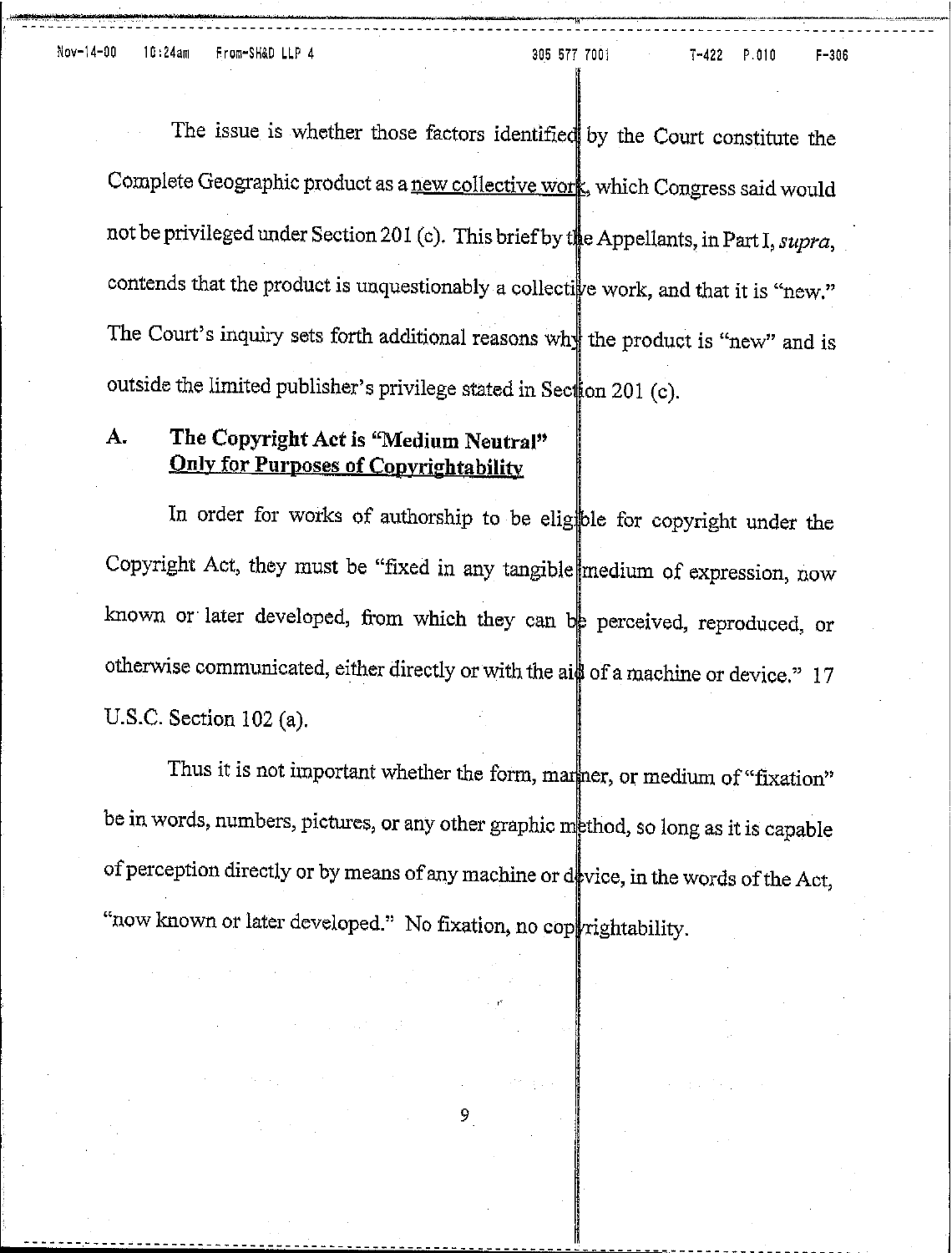The issue is whether those factors identified by the Court constitute the Complete Geographic product as a <u>new collective work</u>, which Congress said would not be privileged under Section 201 (c). This brief by the Appellants, in Part I, *supra*, contends that the product is unquestionably a collective work, and that it is "new." The Court's inquiry sets forth additional reasons why the product is "new" and is outside the limited publisher's privilege stated in Section 201 (c).

## A. The Copyright Act is "Medium Neutral" <u>Only for Purposes of Copyrightability</u>

In order for works of authorship to be eligible for copyright under the Copyright Act, they must be "fixed in any tangible medium of expression, now known or later developed, from which they can be perceived, reproduced, or otherwise communicated, either directly or with the aid of a machine or device." 17 U.S.C. Section 102 (a).

Thus it is not important whether the form, manner, or medium of "fixation" be in words, numbers, pictures, or any other graphic method, so long as it is capable of perception directly or by means of any machine or device, in the words of the Act, "now known or later developed." No fixation, no copyrightability.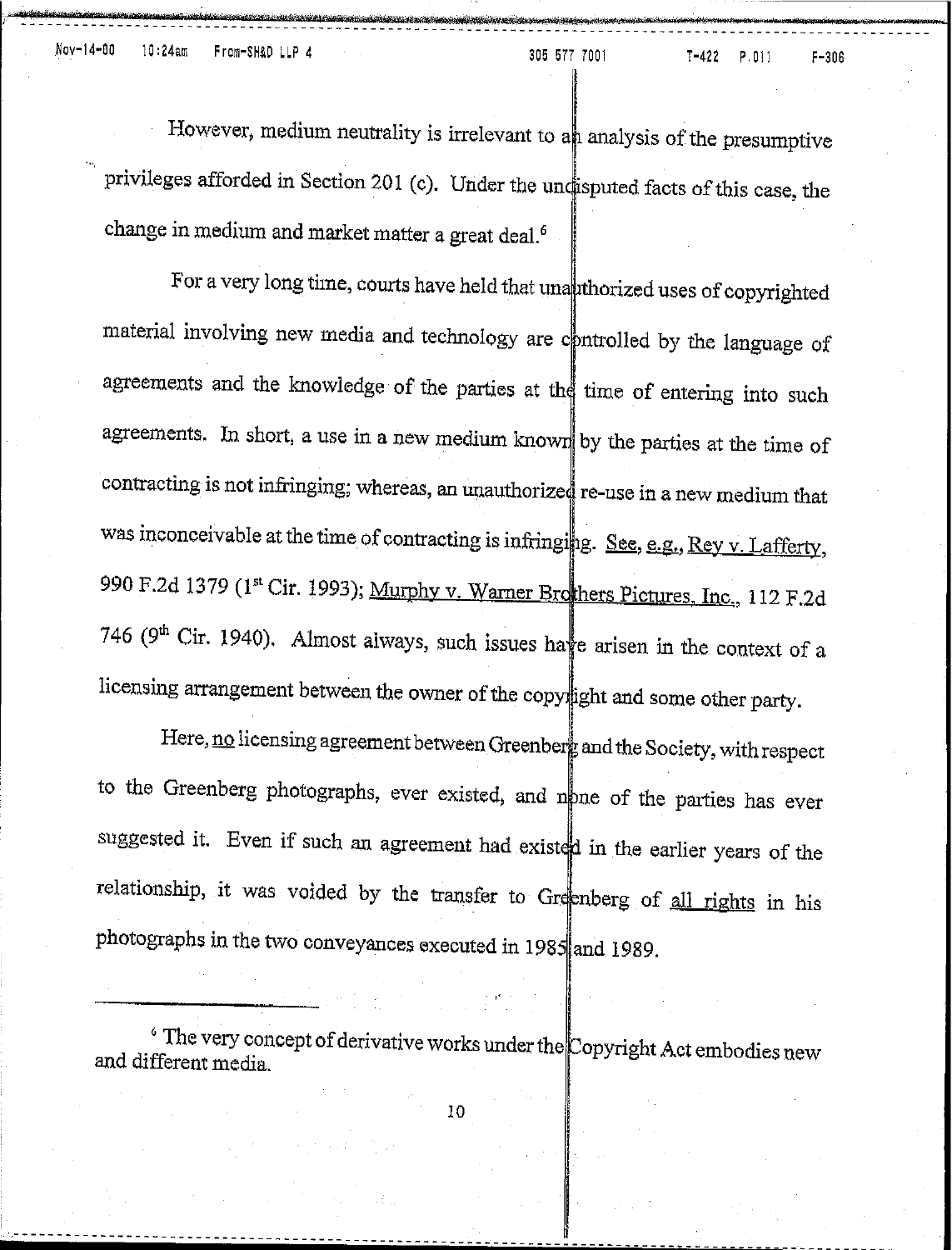However, medium neutrality is irrelevant to an analysis of the presumptive privileges afforded in Section 201 (c). Under the undisputed facts of this case, the change in medium and market matter a great deal.[6]

For a very long time, courts have held that unauthorized uses of copyrighted material involving new media and technology are controlled by the language of agreements and the knowledge of the parties at the time of entering into such agreements. In short, a use in a new medium known by the parties at the time of contracting is not infringing; whereas, an unauthorized re-use in a new medium that was inconceivable at the time of contracting is infringing. See, e.g., Rey v. Lafferty, 990 F.2d 1379 (1st Cir. 1993); Murphy v. Warner Brothers Pictures, Inc., 112 F.2d 746 (9th Cir. 1940). Almost always, such issues have arisen in the context of a licensing arrangement between the owner of the copyright and some other party.

Here, no licensing agreement between Greenberg and the Society, with respect to the Greenberg photographs, ever existed, and none of the parties has ever suggested it. Even if such an agreement had existed in the earlier years of the relationship, it was voided by the transfer to Greenberg of all rights in his photographs in the two conveyances executed in 1985 and 1989.

[6] The very concept of derivative works under the Copyright Act embodies new and different media.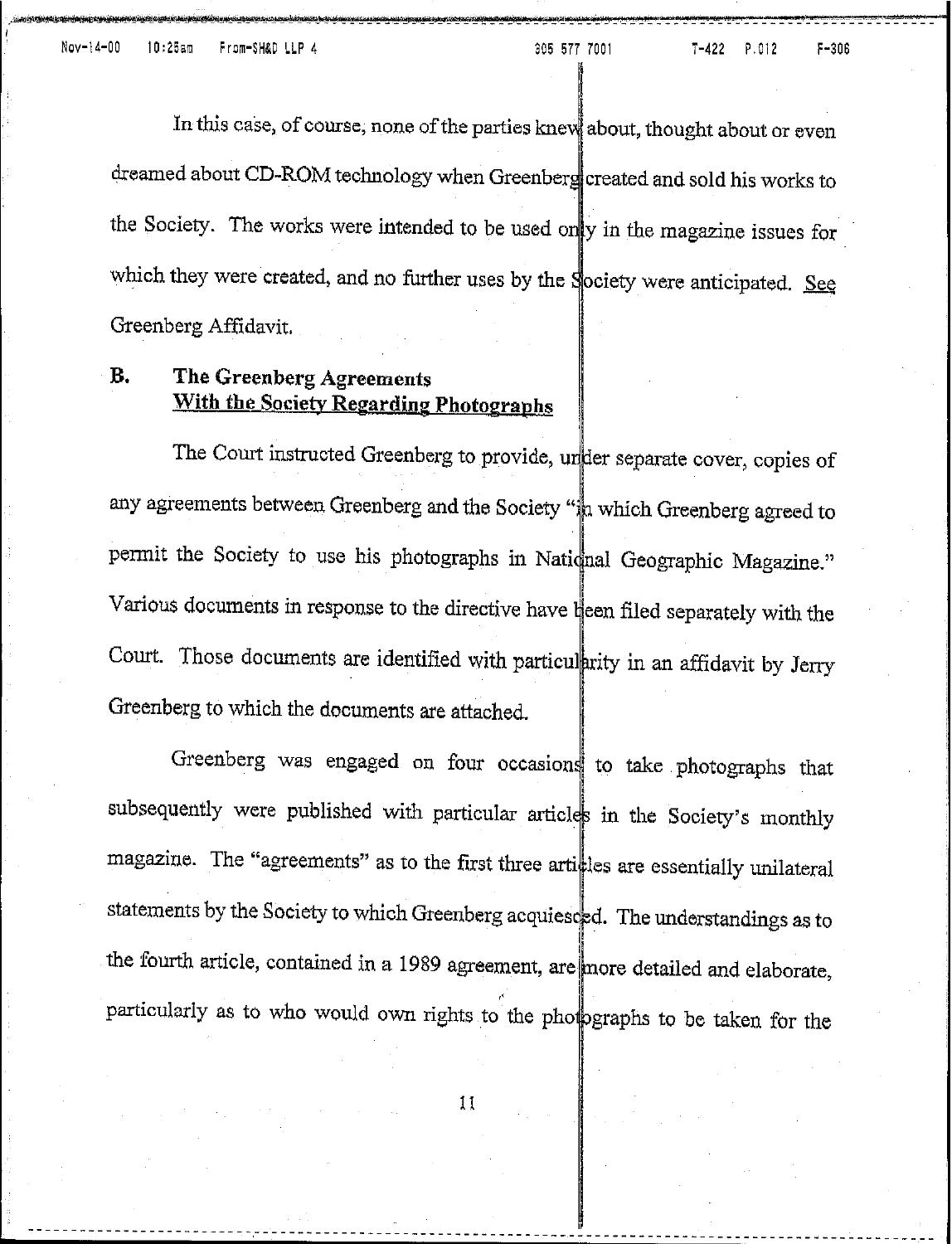In this case, of course, none of the parties knew about, thought about or even dreamed about CD-ROM technology when Greenberg created and sold his works to the Society. The works were intended to be used only in the magazine issues for which they were created, and no further uses by the Society were anticipated. See Greenberg Affidavit.

### B. The Greenberg Agreements With the Society Regarding Photographs

The Court instructed Greenberg to provide, under separate cover, copies of any agreements between Greenberg and the Society "in which Greenberg agreed to permit the Society to use his photographs in National Geographic Magazine." Various documents in response to the directive have been filed separately with the Court. Those documents are identified with particularity in an affidavit by Jerry Greenberg to which the documents are attached.

Greenberg was engaged on four occasions to take photographs that subsequently were published with particular articles in the Society's monthly magazine. The "agreements" as to the first three articles are essentially unilateral statements by the Society to which Greenberg acquiesced. The understandings as to the fourth article, contained in a 1989 agreement, are more detailed and elaborate, particularly as to who would own rights to the photographs to be taken for the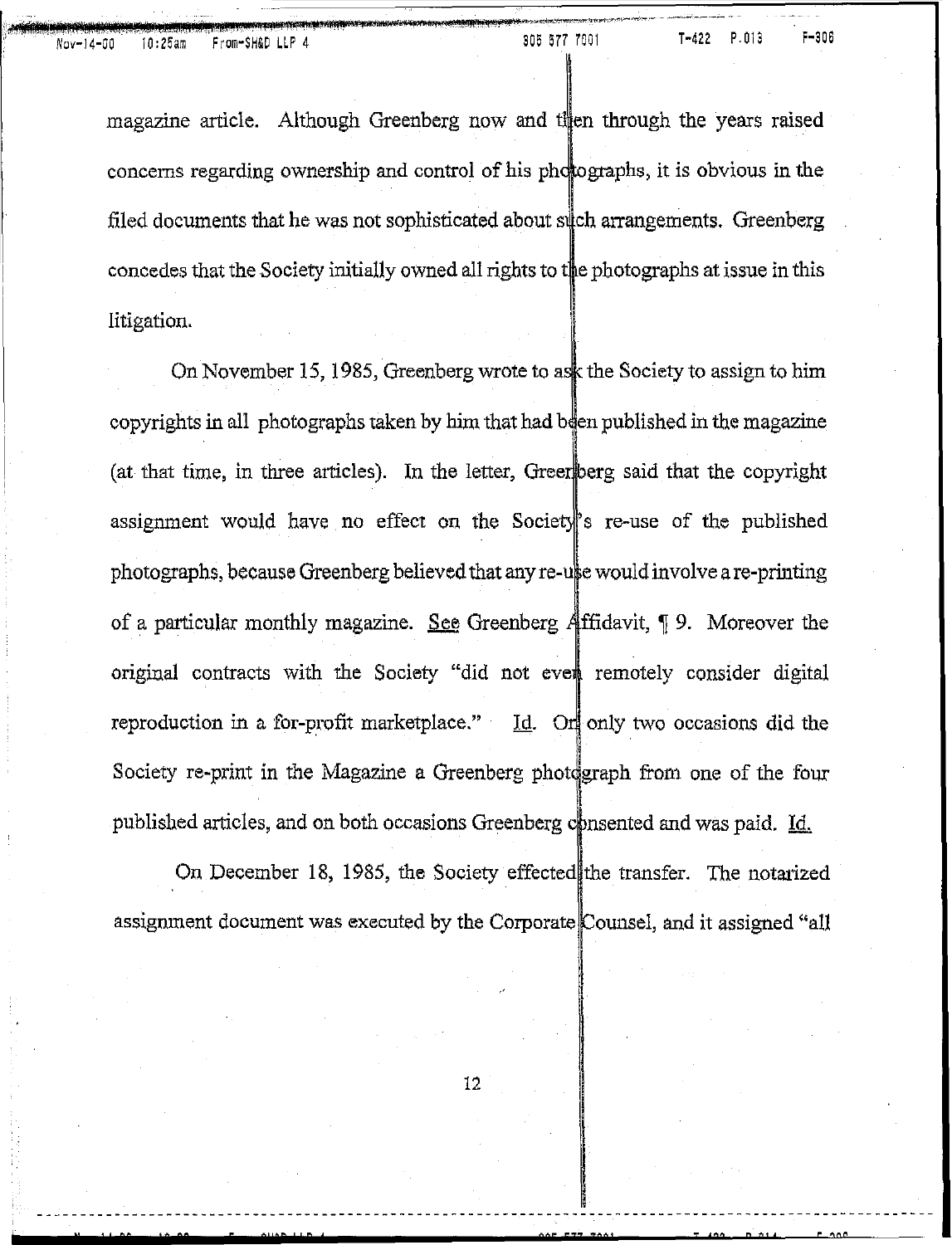magazine article. Although Greenberg now and then through the years raised concerns regarding ownership and control of his photographs, it is obvious in the filed documents that he was not sophisticated about such arrangements. Greenberg concedes that the Society initially owned all rights to the photographs at issue in this litigation.

On November 15, 1985, Greenberg wrote to ask the Society to assign to him copyrights in all photographs taken by him that had been published in the magazine (at that time, in three articles). In the letter, Greenberg said that the copyright assignment would have no effect on the Society's re-use of the published photographs, because Greenberg believed that any re-use would involve a re-printing of a particular monthly magazine. See Greenberg Affidavit, ¶ 9. Moreover the original contracts with the Society "did not even remotely consider digital reproduction in a for-profit marketplace." Id. On only two occasions did the Society re-print in the Magazine a Greenberg photograph from one of the four published articles, and on both occasions Greenberg consented and was paid. Id.

On December 18, 1985, the Society effected the transfer. The notarized assignment document was executed by the Corporate Counsel, and it assigned "all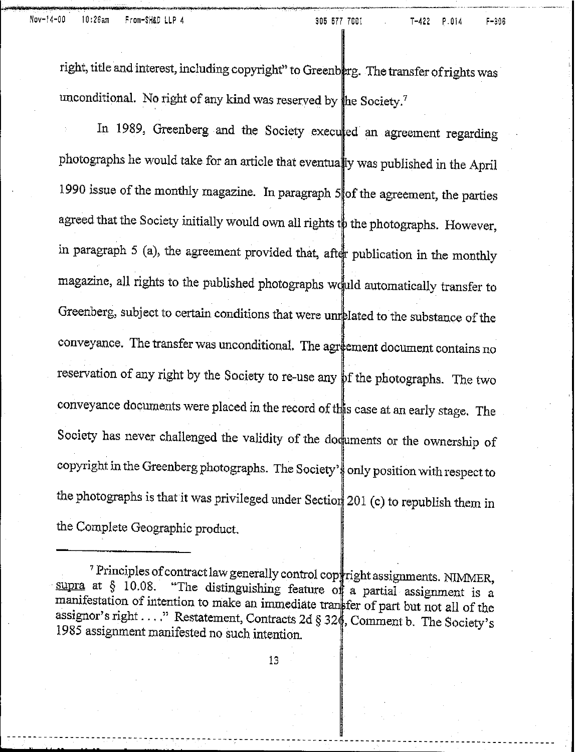right, title and interest, including copyright" to Greenberg. The transfer of rights was unconditional. No right of any kind was reserved by the Society.[7]

In 1989, Greenberg and the Society executed an agreement regarding photographs he would take for an article that eventually was published in the April 1990 issue of the monthly magazine. In paragraph 5 of the agreement, the parties agreed that the Society initially would own all rights to the photographs. However, in paragraph 5 (a), the agreement provided that, after publication in the monthly magazine, all rights to the published photographs would automatically transfer to Greenberg, subject to certain conditions that were unrelated to the substance of the conveyance. The transfer was unconditional. The agreement document contains no reservation of any right by the Society to re-use any of the photographs. The two conveyance documents were placed in the record of this case at an early stage. The Society has never challenged the validity of the documents or the ownership of copyright in the Greenberg photographs. The Society's only position with respect to the photographs is that it was privileged under Section 201 (c) to republish them in the Complete Geographic product.

---

[7] Principles of contract law generally control copyright assignments. NIMMER, supra at § 10.08. "The distinguishing feature of a partial assignment is a manifestation of intention to make an immediate transfer of part but not all of the assignor's right . . . ." Restatement, Contracts 2d § 326, Comment b. The Society's 1985 assignment manifested no such intention.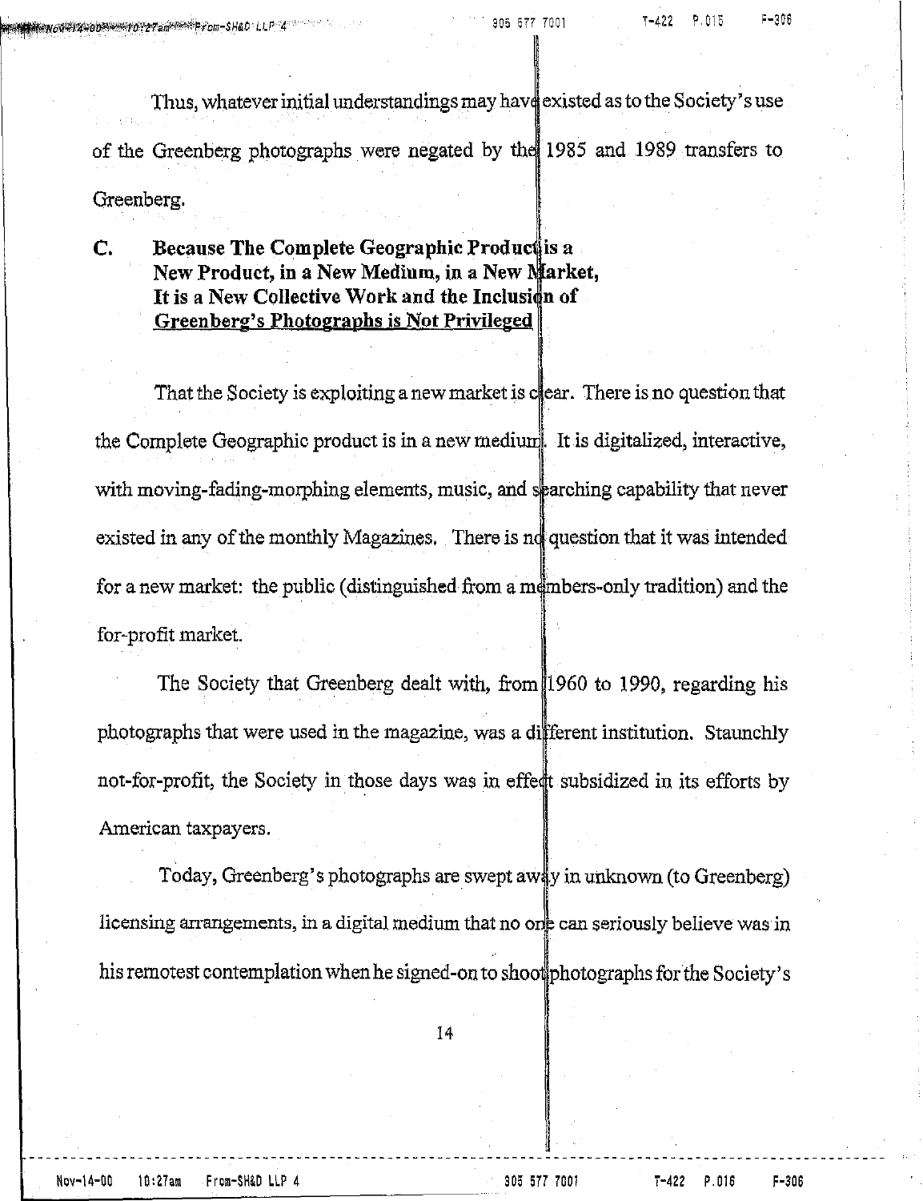Thus, whatever initial understandings may have existed as to the Society's use of the Greenberg photographs were negated by the 1985 and 1989 transfers to Greenberg.

### C. Because The Complete Geographic Product is a New Product, in a New Medium, in a New Market, It is a New Collective Work and the Inclusion of <u>Greenberg's Photographs is Not Privileged</u>

That the Society is exploiting a new market is clear. There is no question that the Complete Geographic product is in a new medium. It is digitalized, interactive, with moving-fading-morphing elements, music, and searching capability that never existed in any of the monthly Magazines. There is no question that it was intended for a new market: the public (distinguished from a members-only tradition) and the for-profit market.

The Society that Greenberg dealt with, from 1960 to 1990, regarding his photographs that were used in the magazine, was a different institution. Staunchly not-for-profit, the Society in those days was in effect subsidized in its efforts by American taxpayers.

Today, Greenberg's photographs are swept away in unknown (to Greenberg) licensing arrangements, in a digital medium that no one can seriously believe was in his remotest contemplation when he signed-on to shoot photographs for the Society's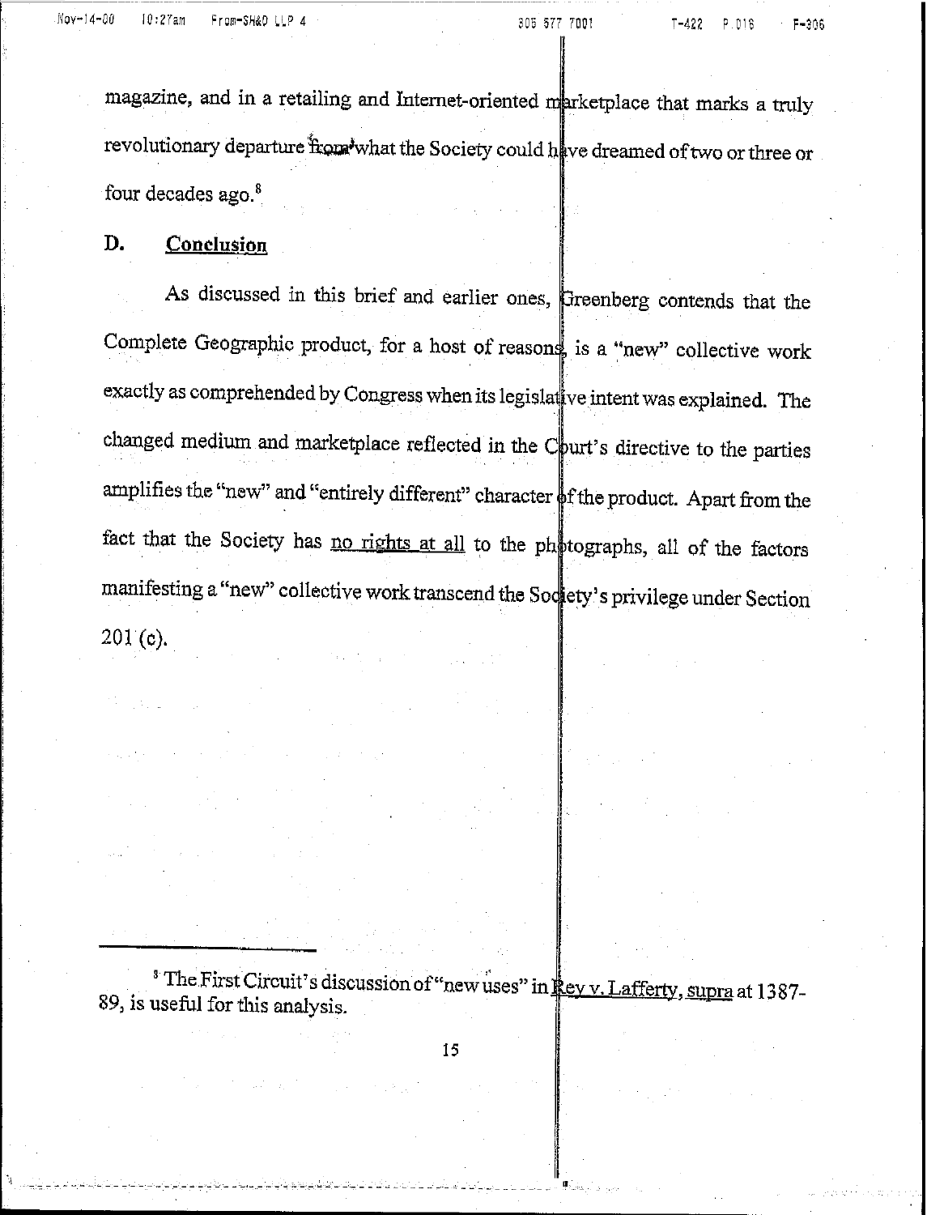magazine, and in a retailing and Internet-oriented marketplace that marks a truly revolutionary departure from what the Society could have dreamed of two or three or four decades ago.[8]

## D. Conclusion

As discussed in this brief and earlier ones, Greenberg contends that the Complete Geographic product, for a host of reasons, is a "new" collective work exactly as comprehended by Congress when its legislative intent was explained. The changed medium and marketplace reflected in the Court's directive to the parties amplifies the "new" and "entirely different" character of the product. Apart from the fact that the Society has no rights at all to the photographs, all of the factors manifesting a "new" collective work transcend the Society's privilege under Section 201 (c).

---

[8] The First Circuit's discussion of "new uses" in Rey v. Lafferty, supra at 1387-89, is useful for this analysis.